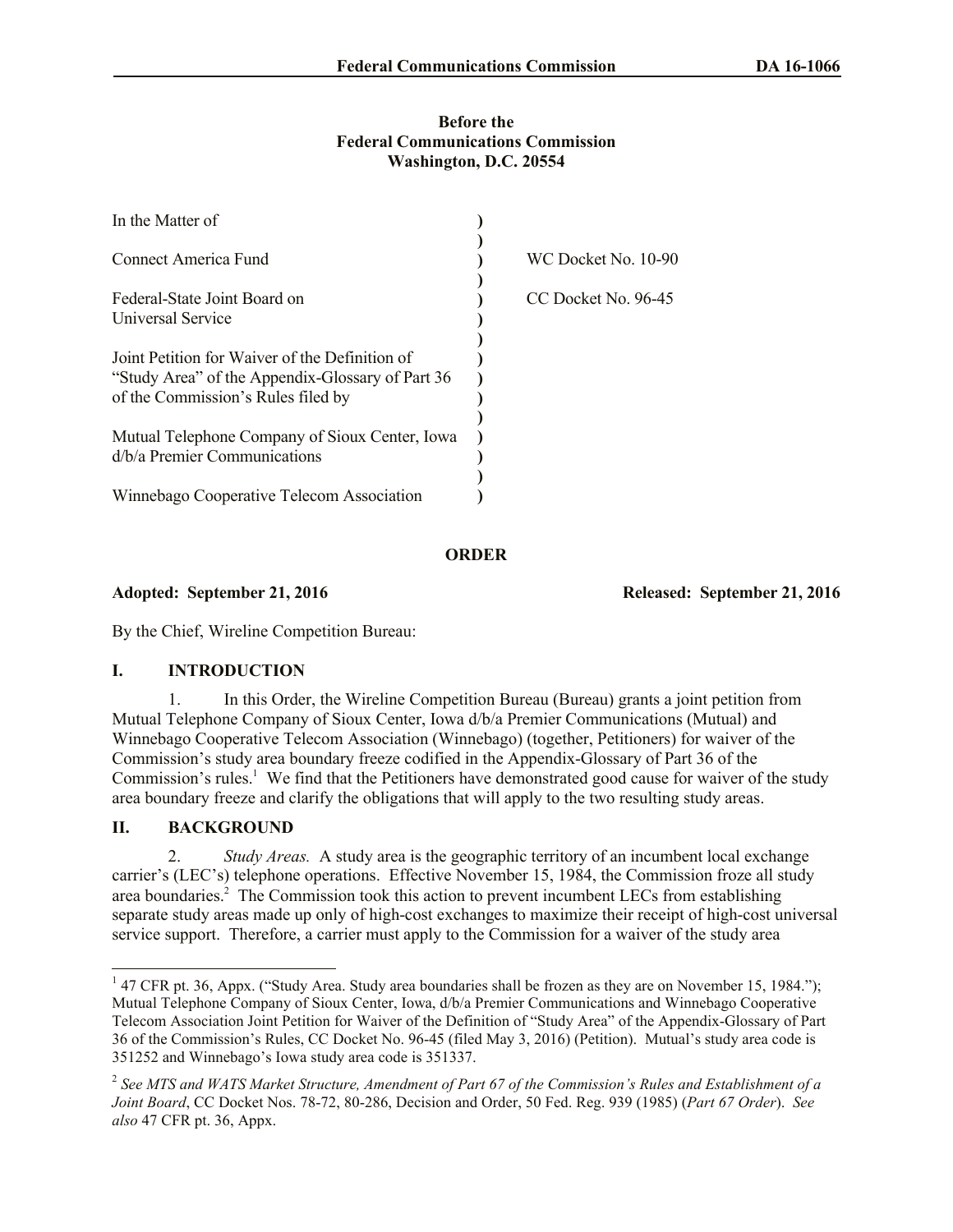**Before the**
**Federal Communications Commission**
**Washington, D.C. 20554**

| | | |
|---|---|---|
| In the Matter of | ) | |
| | ) | |
| Connect America Fund | ) | WC Docket No. 10-90 |
| | ) | |
| Federal-State Joint Board on Universal Service | ) | CC Docket No. 96-45 |
| | ) | |
| Joint Petition for Waiver of the Definition of "Study Area" of the Appendix-Glossary of Part 36 of the Commission's Rules filed by | ) | |
| | ) | |
| Mutual Telephone Company of Sioux Center, Iowa d/b/a Premier Communications | ) | |
| | ) | |
| Winnebago Cooperative Telecom Association | ) | |

# ORDER

**Adopted: September 21, 2016** **Released: September 21, 2016**

By the Chief, Wireline Competition Bureau:

## I. INTRODUCTION

1. In this Order, the Wireline Competition Bureau (Bureau) grants a joint petition from Mutual Telephone Company of Sioux Center, Iowa d/b/a Premier Communications (Mutual) and Winnebago Cooperative Telecom Association (Winnebago) (together, Petitioners) for waiver of the Commission's study area boundary freeze codified in the Appendix-Glossary of Part 36 of the Commission's rules.[1] We find that the Petitioners have demonstrated good cause for waiver of the study area boundary freeze and clarify the obligations that will apply to the two resulting study areas.

## II. BACKGROUND

2. *Study Areas.* A study area is the geographic territory of an incumbent local exchange carrier's (LEC's) telephone operations. Effective November 15, 1984, the Commission froze all study area boundaries.[2] The Commission took this action to prevent incumbent LECs from establishing separate study areas made up only of high-cost exchanges to maximize their receipt of high-cost universal service support. Therefore, a carrier must apply to the Commission for a waiver of the study area

---

[1] 47 CFR pt. 36, Appx. ("Study Area. Study area boundaries shall be frozen as they are on November 15, 1984."); Mutual Telephone Company of Sioux Center, Iowa, d/b/a Premier Communications and Winnebago Cooperative Telecom Association Joint Petition for Waiver of the Definition of "Study Area" of the Appendix-Glossary of Part 36 of the Commission's Rules, CC Docket No. 96-45 (filed May 3, 2016) (Petition). Mutual's study area code is 351252 and Winnebago's Iowa study area code is 351337.

[2] *See MTS and WATS Market Structure, Amendment of Part 67 of the Commission's Rules and Establishment of a Joint Board*, CC Docket Nos. 78-72, 80-286, Decision and Order, 50 Fed. Reg. 939 (1985) (*Part 67 Order*). *See also* 47 CFR pt. 36, Appx.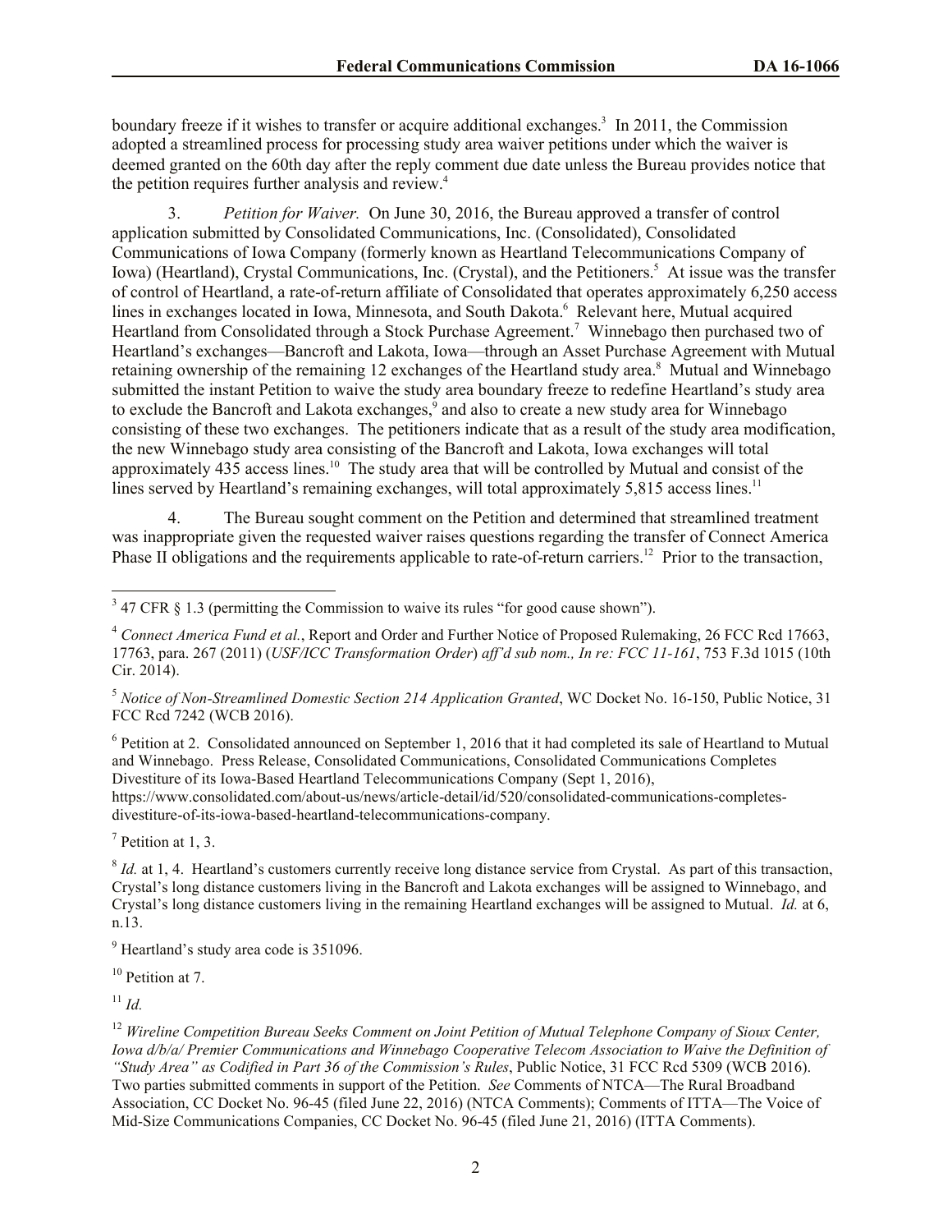boundary freeze if it wishes to transfer or acquire additional exchanges.[3] In 2011, the Commission adopted a streamlined process for processing study area waiver petitions under which the waiver is deemed granted on the 60th day after the reply comment due date unless the Bureau provides notice that the petition requires further analysis and review.[4]

3. *Petition for Waiver.* On June 30, 2016, the Bureau approved a transfer of control application submitted by Consolidated Communications, Inc. (Consolidated), Consolidated Communications of Iowa Company (formerly known as Heartland Telecommunications Company of Iowa) (Heartland), Crystal Communications, Inc. (Crystal), and the Petitioners.[5] At issue was the transfer of control of Heartland, a rate-of-return affiliate of Consolidated that operates approximately 6,250 access lines in exchanges located in Iowa, Minnesota, and South Dakota.[6] Relevant here, Mutual acquired Heartland from Consolidated through a Stock Purchase Agreement.[7] Winnebago then purchased two of Heartland's exchanges—Bancroft and Lakota, Iowa—through an Asset Purchase Agreement with Mutual retaining ownership of the remaining 12 exchanges of the Heartland study area.[8] Mutual and Winnebago submitted the instant Petition to waive the study area boundary freeze to redefine Heartland's study area to exclude the Bancroft and Lakota exchanges,[9] and also to create a new study area for Winnebago consisting of these two exchanges. The petitioners indicate that as a result of the study area modification, the new Winnebago study area consisting of the Bancroft and Lakota, Iowa exchanges will total approximately 435 access lines.[10] The study area that will be controlled by Mutual and consist of the lines served by Heartland's remaining exchanges, will total approximately 5,815 access lines.[11]

4. The Bureau sought comment on the Petition and determined that streamlined treatment was inappropriate given the requested waiver raises questions regarding the transfer of Connect America Phase II obligations and the requirements applicable to rate-of-return carriers.[12] Prior to the transaction,

---

[3] 47 CFR § 1.3 (permitting the Commission to waive its rules "for good cause shown").

[4] *Connect America Fund et al.*, Report and Order and Further Notice of Proposed Rulemaking, 26 FCC Rcd 17663, 17763, para. 267 (2011) (*USF/ICC Transformation Order*) *aff'd sub nom., In re: FCC 11-161*, 753 F.3d 1015 (10th Cir. 2014).

[5] *Notice of Non-Streamlined Domestic Section 214 Application Granted*, WC Docket No. 16-150, Public Notice, 31 FCC Rcd 7242 (WCB 2016).

[6] Petition at 2. Consolidated announced on September 1, 2016 that it had completed its sale of Heartland to Mutual and Winnebago. Press Release, Consolidated Communications, Consolidated Communications Completes Divestiture of its Iowa-Based Heartland Telecommunications Company (Sept 1, 2016), https://www.consolidated.com/about-us/news/article-detail/id/520/consolidated-communications-completes-divestiture-of-its-iowa-based-heartland-telecommunications-company.

[7] Petition at 1, 3.

[8] *Id.* at 1, 4. Heartland's customers currently receive long distance service from Crystal. As part of this transaction, Crystal's long distance customers living in the Bancroft and Lakota exchanges will be assigned to Winnebago, and Crystal's long distance customers living in the remaining Heartland exchanges will be assigned to Mutual. *Id.* at 6, n.13.

[9] Heartland's study area code is 351096.

[10] Petition at 7.

[11] *Id.*

[12] *Wireline Competition Bureau Seeks Comment on Joint Petition of Mutual Telephone Company of Sioux Center, Iowa d/b/a/ Premier Communications and Winnebago Cooperative Telecom Association to Waive the Definition of "Study Area" as Codified in Part 36 of the Commission's Rules*, Public Notice, 31 FCC Rcd 5309 (WCB 2016). Two parties submitted comments in support of the Petition. *See* Comments of NTCA—The Rural Broadband Association, CC Docket No. 96-45 (filed June 22, 2016) (NTCA Comments); Comments of ITTA—The Voice of Mid-Size Communications Companies, CC Docket No. 96-45 (filed June 21, 2016) (ITTA Comments).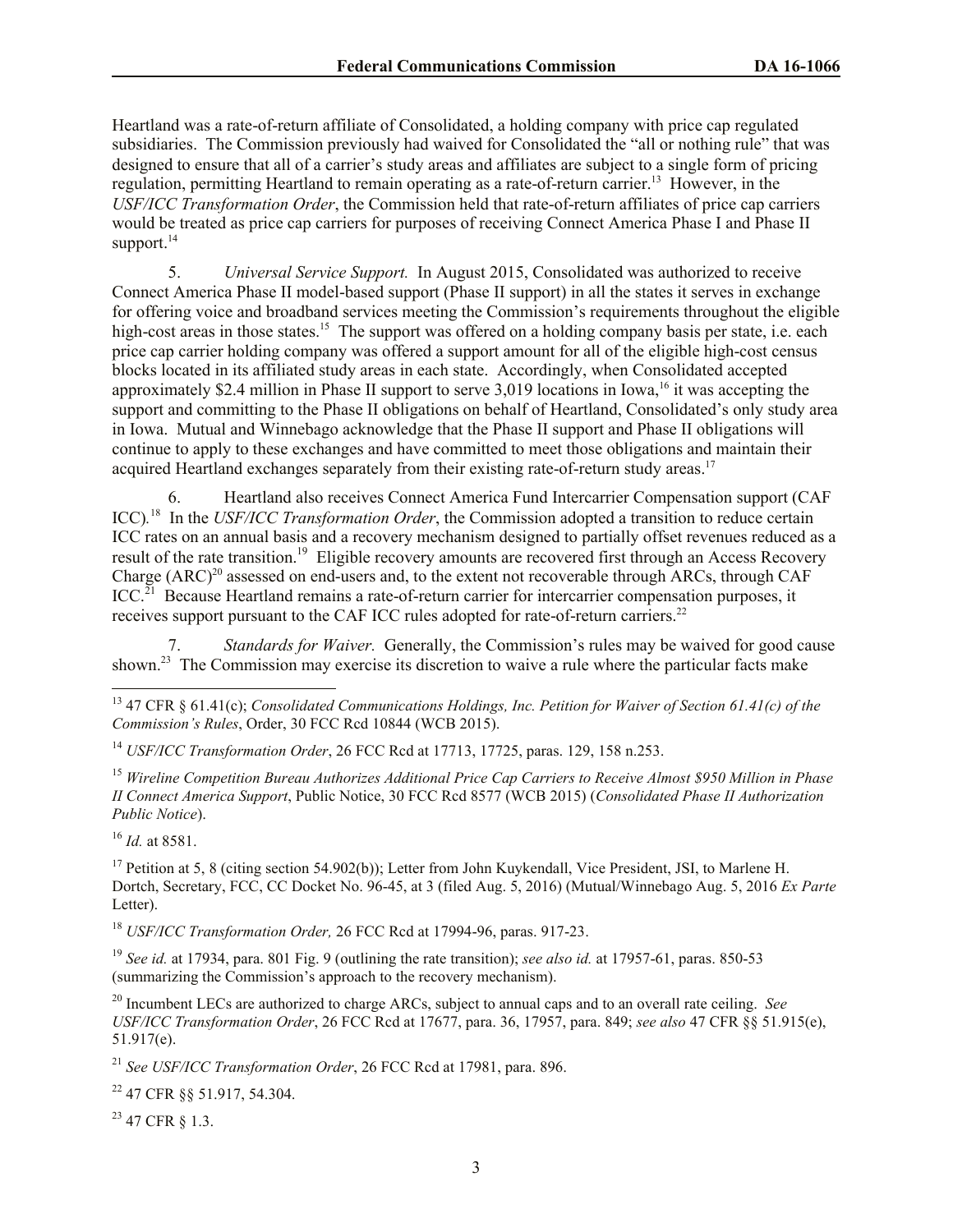Heartland was a rate-of-return affiliate of Consolidated, a holding company with price cap regulated subsidiaries. The Commission previously had waived for Consolidated the "all or nothing rule" that was designed to ensure that all of a carrier's study areas and affiliates are subject to a single form of pricing regulation, permitting Heartland to remain operating as a rate-of-return carrier.[13] However, in the *USF/ICC Transformation Order*, the Commission held that rate-of-return affiliates of price cap carriers would be treated as price cap carriers for purposes of receiving Connect America Phase I and Phase II support.[14]

5. *Universal Service Support.* In August 2015, Consolidated was authorized to receive Connect America Phase II model-based support (Phase II support) in all the states it serves in exchange for offering voice and broadband services meeting the Commission's requirements throughout the eligible high-cost areas in those states.[15] The support was offered on a holding company basis per state, i.e. each price cap carrier holding company was offered a support amount for all of the eligible high-cost census blocks located in its affiliated study areas in each state. Accordingly, when Consolidated accepted approximately \$2.4 million in Phase II support to serve 3,019 locations in Iowa,[16] it was accepting the support and committing to the Phase II obligations on behalf of Heartland, Consolidated's only study area in Iowa. Mutual and Winnebago acknowledge that the Phase II support and Phase II obligations will continue to apply to these exchanges and have committed to meet those obligations and maintain their acquired Heartland exchanges separately from their existing rate-of-return study areas.[17]

6. Heartland also receives Connect America Fund Intercarrier Compensation support (CAF ICC).[18] In the *USF/ICC Transformation Order*, the Commission adopted a transition to reduce certain ICC rates on an annual basis and a recovery mechanism designed to partially offset revenues reduced as a result of the rate transition.[19] Eligible recovery amounts are recovered first through an Access Recovery Charge (ARC)[20] assessed on end-users and, to the extent not recoverable through ARCs, through CAF ICC.[21] Because Heartland remains a rate-of-return carrier for intercarrier compensation purposes, it receives support pursuant to the CAF ICC rules adopted for rate-of-return carriers.[22]

7. *Standards for Waiver.* Generally, the Commission's rules may be waived for good cause shown.[23] The Commission may exercise its discretion to waive a rule where the particular facts make

---

[13] 47 CFR § 61.41(c); *Consolidated Communications Holdings, Inc. Petition for Waiver of Section 61.41(c) of the Commission's Rules*, Order, 30 FCC Rcd 10844 (WCB 2015).

[14] *USF/ICC Transformation Order*, 26 FCC Rcd at 17713, 17725, paras. 129, 158 n.253.

[15] *Wireline Competition Bureau Authorizes Additional Price Cap Carriers to Receive Almost \$950 Million in Phase II Connect America Support*, Public Notice, 30 FCC Rcd 8577 (WCB 2015) (*Consolidated Phase II Authorization Public Notice*).

[16] *Id.* at 8581.

[17] Petition at 5, 8 (citing section 54.902(b)); Letter from John Kuykendall, Vice President, JSI, to Marlene H. Dortch, Secretary, FCC, CC Docket No. 96-45, at 3 (filed Aug. 5, 2016) (Mutual/Winnebago Aug. 5, 2016 *Ex Parte* Letter).

[18] *USF/ICC Transformation Order,* 26 FCC Rcd at 17994-96, paras. 917-23.

[19] *See id.* at 17934, para. 801 Fig. 9 (outlining the rate transition); *see also id.* at 17957-61, paras. 850-53 (summarizing the Commission's approach to the recovery mechanism).

[20] Incumbent LECs are authorized to charge ARCs, subject to annual caps and to an overall rate ceiling. *See USF/ICC Transformation Order*, 26 FCC Rcd at 17677, para. 36, 17957, para. 849; *see also* 47 CFR §§ 51.915(e), 51.917(e).

[21] *See USF/ICC Transformation Order*, 26 FCC Rcd at 17981, para. 896.

[22] 47 CFR §§ 51.917, 54.304.

[23] 47 CFR § 1.3.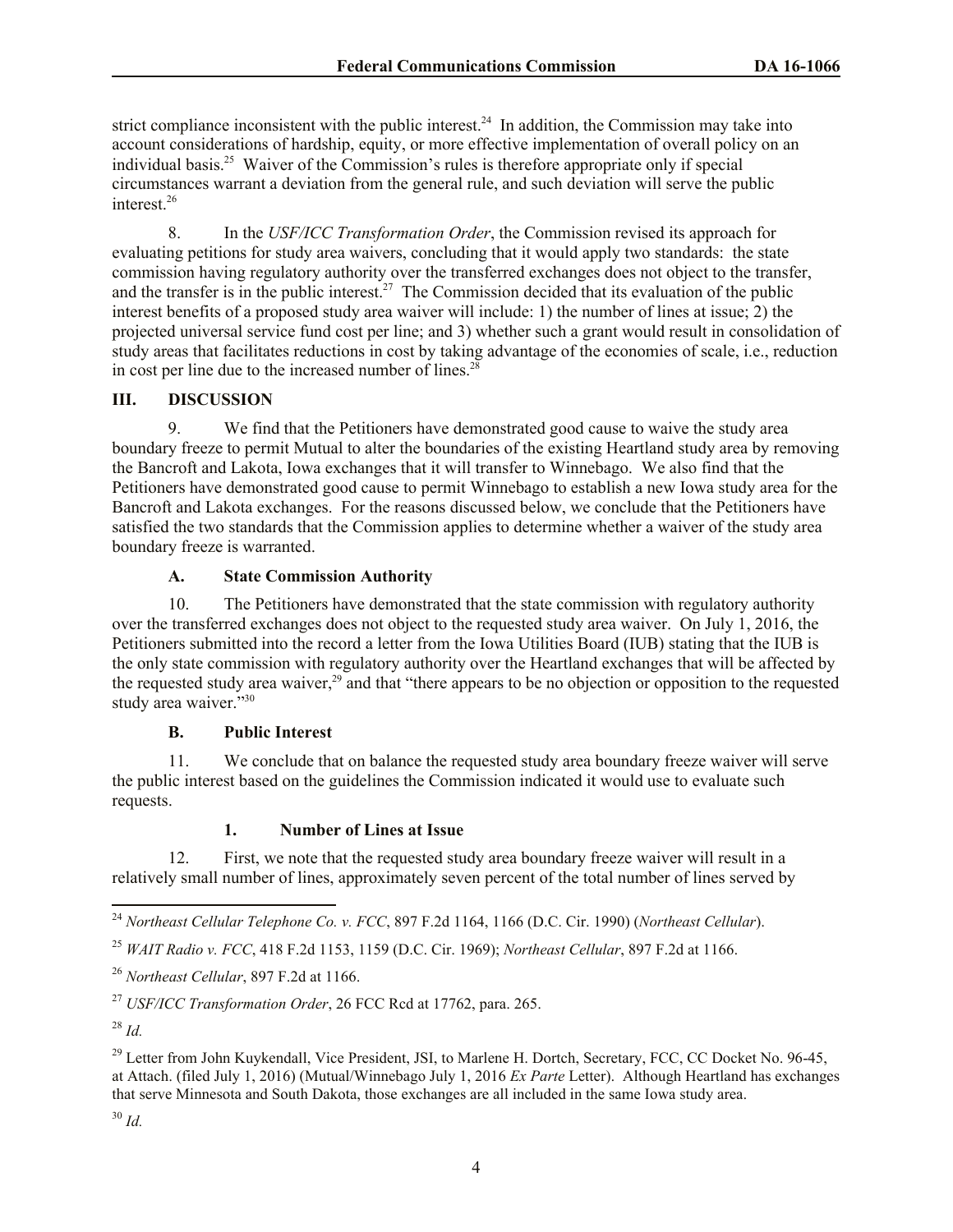strict compliance inconsistent with the public interest.[24] In addition, the Commission may take into account considerations of hardship, equity, or more effective implementation of overall policy on an individual basis.[25] Waiver of the Commission's rules is therefore appropriate only if special circumstances warrant a deviation from the general rule, and such deviation will serve the public interest.[26]

8. In the *USF/ICC Transformation Order*, the Commission revised its approach for evaluating petitions for study area waivers, concluding that it would apply two standards: the state commission having regulatory authority over the transferred exchanges does not object to the transfer, and the transfer is in the public interest.[27] The Commission decided that its evaluation of the public interest benefits of a proposed study area waiver will include: 1) the number of lines at issue; 2) the projected universal service fund cost per line; and 3) whether such a grant would result in consolidation of study areas that facilitates reductions in cost by taking advantage of the economies of scale, i.e., reduction in cost per line due to the increased number of lines.[28]

## III. DISCUSSION

9. We find that the Petitioners have demonstrated good cause to waive the study area boundary freeze to permit Mutual to alter the boundaries of the existing Heartland study area by removing the Bancroft and Lakota, Iowa exchanges that it will transfer to Winnebago. We also find that the Petitioners have demonstrated good cause to permit Winnebago to establish a new Iowa study area for the Bancroft and Lakota exchanges. For the reasons discussed below, we conclude that the Petitioners have satisfied the two standards that the Commission applies to determine whether a waiver of the study area boundary freeze is warranted.

### A. State Commission Authority

10. The Petitioners have demonstrated that the state commission with regulatory authority over the transferred exchanges does not object to the requested study area waiver. On July 1, 2016, the Petitioners submitted into the record a letter from the Iowa Utilities Board (IUB) stating that the IUB is the only state commission with regulatory authority over the Heartland exchanges that will be affected by the requested study area waiver,[29] and that "there appears to be no objection or opposition to the requested study area waiver."[30]

### B. Public Interest

11. We conclude that on balance the requested study area boundary freeze waiver will serve the public interest based on the guidelines the Commission indicated it would use to evaluate such requests.

#### 1. Number of Lines at Issue

12. First, we note that the requested study area boundary freeze waiver will result in a relatively small number of lines, approximately seven percent of the total number of lines served by

---

[24] *Northeast Cellular Telephone Co. v. FCC*, 897 F.2d 1164, 1166 (D.C. Cir. 1990) (*Northeast Cellular*).

[25] *WAIT Radio v. FCC*, 418 F.2d 1153, 1159 (D.C. Cir. 1969); *Northeast Cellular*, 897 F.2d at 1166.

[26] *Northeast Cellular*, 897 F.2d at 1166.

[27] *USF/ICC Transformation Order*, 26 FCC Rcd at 17762, para. 265.

[28] *Id.*

[29] Letter from John Kuykendall, Vice President, JSI, to Marlene H. Dortch, Secretary, FCC, CC Docket No. 96-45, at Attach. (filed July 1, 2016) (Mutual/Winnebago July 1, 2016 *Ex Parte* Letter). Although Heartland has exchanges that serve Minnesota and South Dakota, those exchanges are all included in the same Iowa study area.

[30] *Id.*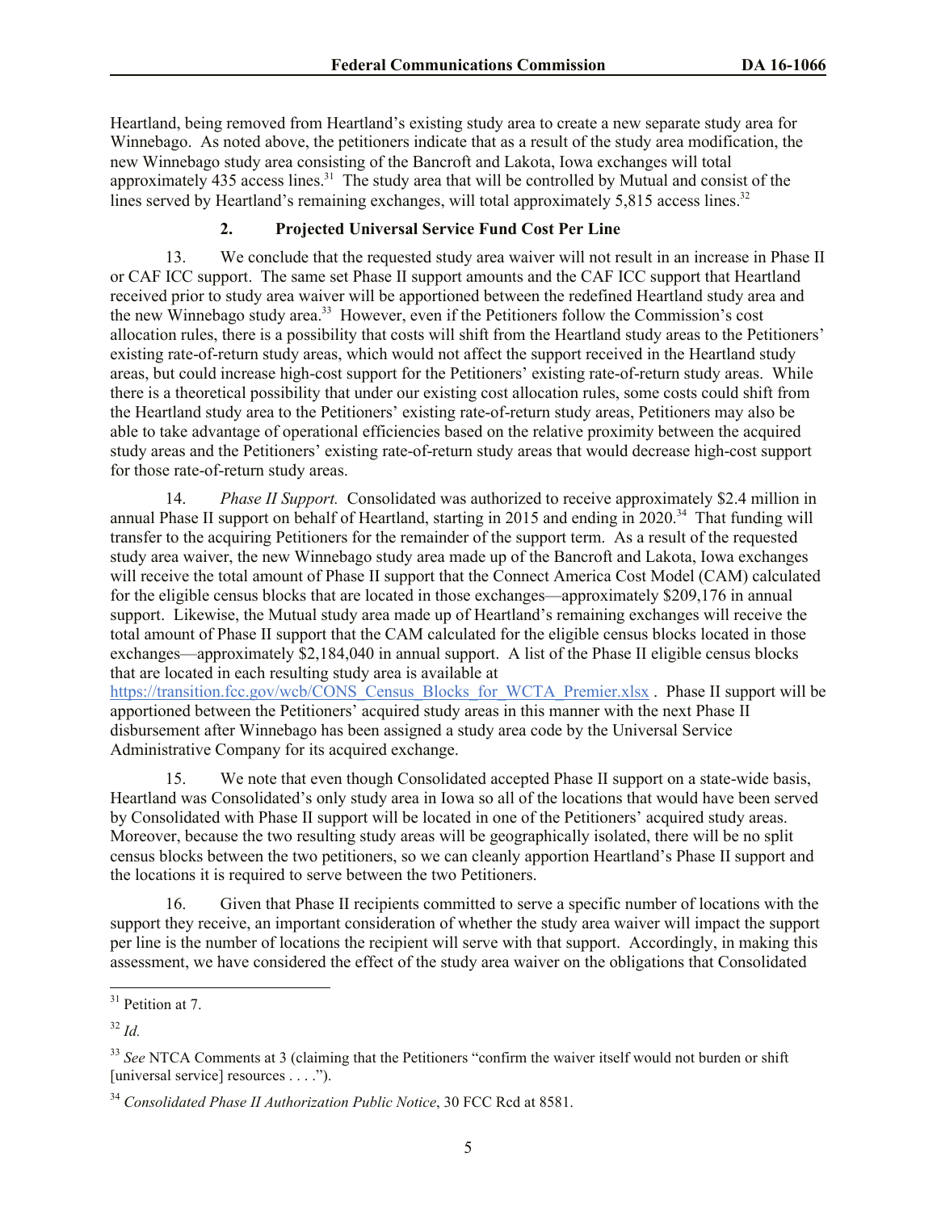Heartland, being removed from Heartland's existing study area to create a new separate study area for Winnebago. As noted above, the petitioners indicate that as a result of the study area modification, the new Winnebago study area consisting of the Bancroft and Lakota, Iowa exchanges will total approximately 435 access lines.[31] The study area that will be controlled by Mutual and consist of the lines served by Heartland's remaining exchanges, will total approximately 5,815 access lines.[32]

### 2. Projected Universal Service Fund Cost Per Line

13. We conclude that the requested study area waiver will not result in an increase in Phase II or CAF ICC support. The same set Phase II support amounts and the CAF ICC support that Heartland received prior to study area waiver will be apportioned between the redefined Heartland study area and the new Winnebago study area.[33] However, even if the Petitioners follow the Commission's cost allocation rules, there is a possibility that costs will shift from the Heartland study areas to the Petitioners' existing rate-of-return study areas, which would not affect the support received in the Heartland study areas, but could increase high-cost support for the Petitioners' existing rate-of-return study areas. While there is a theoretical possibility that under our existing cost allocation rules, some costs could shift from the Heartland study area to the Petitioners' existing rate-of-return study areas, Petitioners may also be able to take advantage of operational efficiencies based on the relative proximity between the acquired study areas and the Petitioners' existing rate-of-return study areas that would decrease high-cost support for those rate-of-return study areas.

14. *Phase II Support.* Consolidated was authorized to receive approximately $2.4 million in annual Phase II support on behalf of Heartland, starting in 2015 and ending in 2020.[34] That funding will transfer to the acquiring Petitioners for the remainder of the support term. As a result of the requested study area waiver, the new Winnebago study area made up of the Bancroft and Lakota, Iowa exchanges will receive the total amount of Phase II support that the Connect America Cost Model (CAM) calculated for the eligible census blocks that are located in those exchanges—approximately $209,176 in annual support. Likewise, the Mutual study area made up of Heartland's remaining exchanges will receive the total amount of Phase II support that the CAM calculated for the eligible census blocks located in those exchanges—approximately $2,184,040 in annual support. A list of the Phase II eligible census blocks that are located in each resulting study area is available at https://transition.fcc.gov/wcb/CONS_Census_Blocks_for_WCTA_Premier.xlsx . Phase II support will be apportioned between the Petitioners' acquired study areas in this manner with the next Phase II disbursement after Winnebago has been assigned a study area code by the Universal Service Administrative Company for its acquired exchange.

15. We note that even though Consolidated accepted Phase II support on a state-wide basis, Heartland was Consolidated's only study area in Iowa so all of the locations that would have been served by Consolidated with Phase II support will be located in one of the Petitioners' acquired study areas. Moreover, because the two resulting study areas will be geographically isolated, there will be no split census blocks between the two petitioners, so we can cleanly apportion Heartland's Phase II support and the locations it is required to serve between the two Petitioners.

16. Given that Phase II recipients committed to serve a specific number of locations with the support they receive, an important consideration of whether the study area waiver will impact the support per line is the number of locations the recipient will serve with that support. Accordingly, in making this assessment, we have considered the effect of the study area waiver on the obligations that Consolidated

---

[31] Petition at 7.

[32] *Id.*

[33] *See* NTCA Comments at 3 (claiming that the Petitioners "confirm the waiver itself would not burden or shift [universal service] resources . . . .").

[34] *Consolidated Phase II Authorization Public Notice*, 30 FCC Rcd at 8581.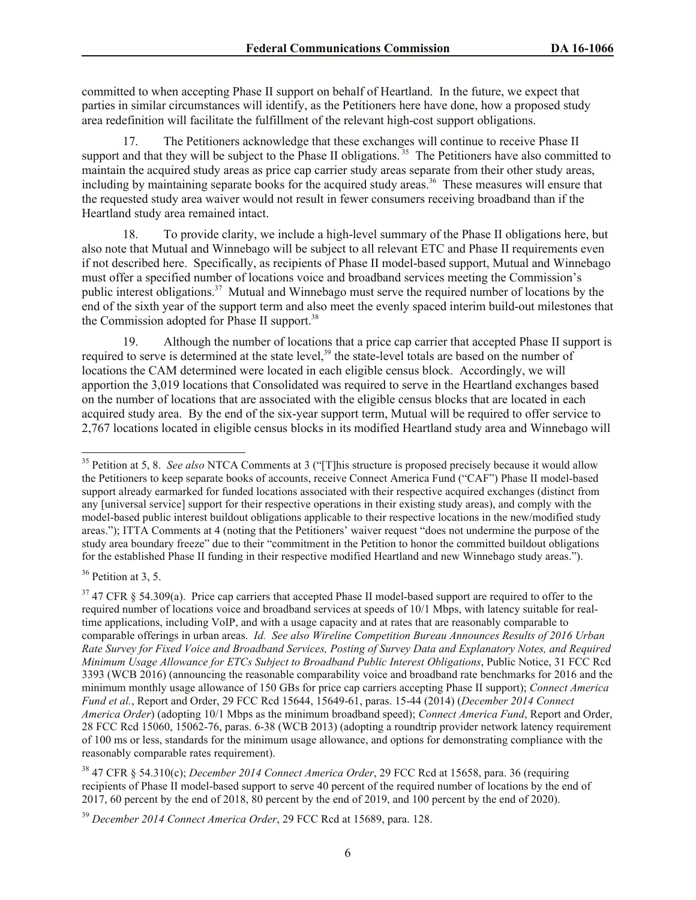committed to when accepting Phase II support on behalf of Heartland. In the future, we expect that parties in similar circumstances will identify, as the Petitioners here have done, how a proposed study area redefinition will facilitate the fulfillment of the relevant high-cost support obligations.

17. The Petitioners acknowledge that these exchanges will continue to receive Phase II support and that they will be subject to the Phase II obligations.[35] The Petitioners have also committed to maintain the acquired study areas as price cap carrier study areas separate from their other study areas, including by maintaining separate books for the acquired study areas.[36] These measures will ensure that the requested study area waiver would not result in fewer consumers receiving broadband than if the Heartland study area remained intact.

18. To provide clarity, we include a high-level summary of the Phase II obligations here, but also note that Mutual and Winnebago will be subject to all relevant ETC and Phase II requirements even if not described here. Specifically, as recipients of Phase II model-based support, Mutual and Winnebago must offer a specified number of locations voice and broadband services meeting the Commission's public interest obligations.[37] Mutual and Winnebago must serve the required number of locations by the end of the sixth year of the support term and also meet the evenly spaced interim build-out milestones that the Commission adopted for Phase II support.[38]

19. Although the number of locations that a price cap carrier that accepted Phase II support is required to serve is determined at the state level,[39] the state-level totals are based on the number of locations the CAM determined were located in each eligible census block. Accordingly, we will apportion the 3,019 locations that Consolidated was required to serve in the Heartland exchanges based on the number of locations that are associated with the eligible census blocks that are located in each acquired study area. By the end of the six-year support term, Mutual will be required to offer service to 2,767 locations located in eligible census blocks in its modified Heartland study area and Winnebago will

---

[35] Petition at 5, 8. *See also* NTCA Comments at 3 ("[T]his structure is proposed precisely because it would allow the Petitioners to keep separate books of accounts, receive Connect America Fund ("CAF") Phase II model-based support already earmarked for funded locations associated with their respective acquired exchanges (distinct from any [universal service] support for their respective operations in their existing study areas), and comply with the model-based public interest buildout obligations applicable to their respective locations in the new/modified study areas."); ITTA Comments at 4 (noting that the Petitioners' waiver request "does not undermine the purpose of the study area boundary freeze" due to their "commitment in the Petition to honor the committed buildout obligations for the established Phase II funding in their respective modified Heartland and new Winnebago study areas.").

[36] Petition at 3, 5.

[37] 47 CFR § 54.309(a). Price cap carriers that accepted Phase II model-based support are required to offer to the required number of locations voice and broadband services at speeds of 10/1 Mbps, with latency suitable for real-time applications, including VoIP, and with a usage capacity and at rates that are reasonably comparable to comparable offerings in urban areas. *Id. See also Wireline Competition Bureau Announces Results of 2016 Urban Rate Survey for Fixed Voice and Broadband Services, Posting of Survey Data and Explanatory Notes, and Required Minimum Usage Allowance for ETCs Subject to Broadband Public Interest Obligations*, Public Notice, 31 FCC Rcd 3393 (WCB 2016) (announcing the reasonable comparability voice and broadband rate benchmarks for 2016 and the minimum monthly usage allowance of 150 GBs for price cap carriers accepting Phase II support); *Connect America Fund et al.*, Report and Order, 29 FCC Rcd 15644, 15649-61, paras. 15-44 (2014) (*December 2014 Connect America Order*) (adopting 10/1 Mbps as the minimum broadband speed); *Connect America Fund*, Report and Order, 28 FCC Rcd 15060, 15062-76, paras. 6-38 (WCB 2013) (adopting a roundtrip provider network latency requirement of 100 ms or less, standards for the minimum usage allowance, and options for demonstrating compliance with the reasonably comparable rates requirement).

[38] 47 CFR § 54.310(c); *December 2014 Connect America Order*, 29 FCC Rcd at 15658, para. 36 (requiring recipients of Phase II model-based support to serve 40 percent of the required number of locations by the end of 2017, 60 percent by the end of 2018, 80 percent by the end of 2019, and 100 percent by the end of 2020).

[39] *December 2014 Connect America Order*, 29 FCC Rcd at 15689, para. 128.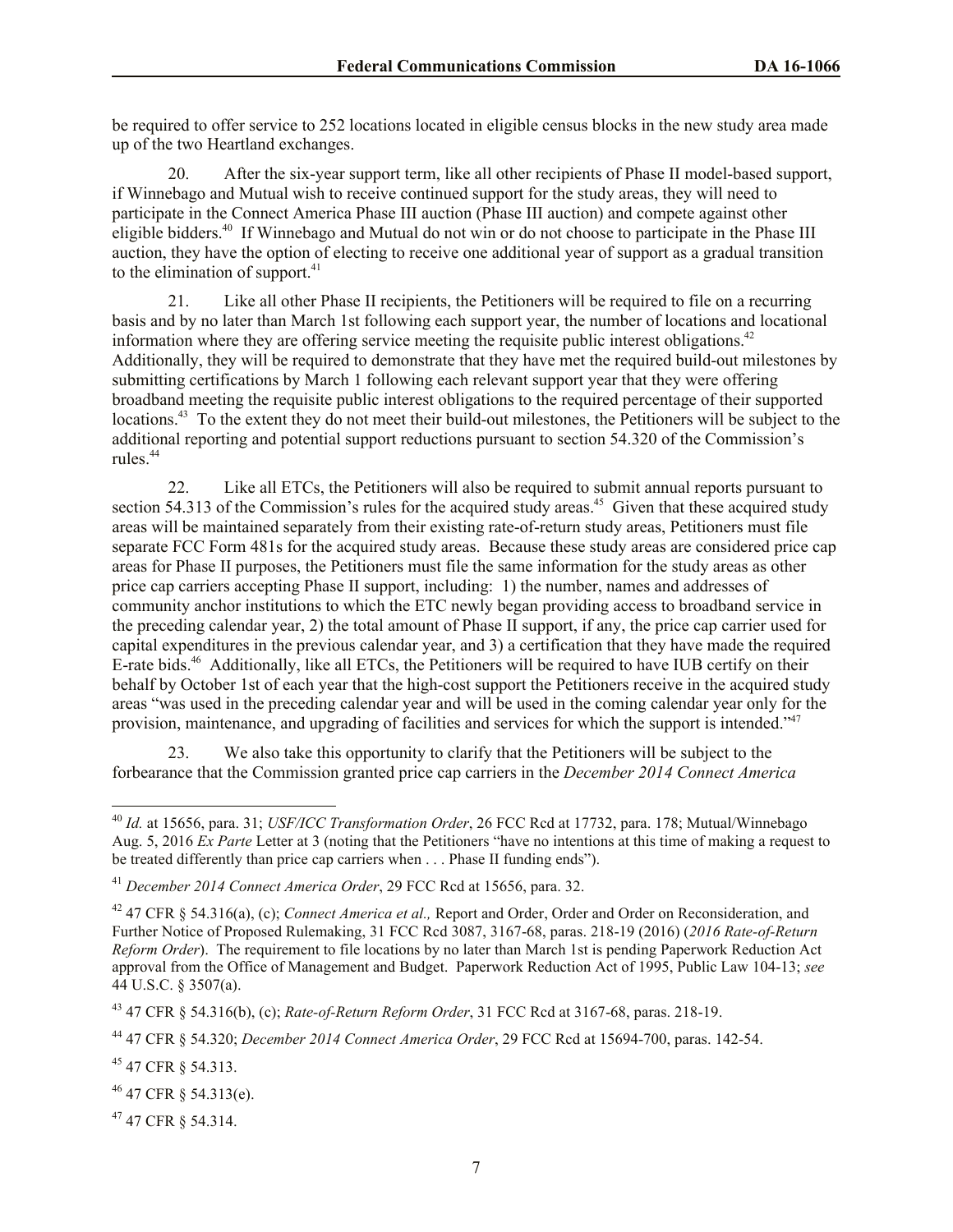be required to offer service to 252 locations located in eligible census blocks in the new study area made up of the two Heartland exchanges.

20. After the six-year support term, like all other recipients of Phase II model-based support, if Winnebago and Mutual wish to receive continued support for the study areas, they will need to participate in the Connect America Phase III auction (Phase III auction) and compete against other eligible bidders.[40] If Winnebago and Mutual do not win or do not choose to participate in the Phase III auction, they have the option of electing to receive one additional year of support as a gradual transition to the elimination of support.[41]

21. Like all other Phase II recipients, the Petitioners will be required to file on a recurring basis and by no later than March 1st following each support year, the number of locations and locational information where they are offering service meeting the requisite public interest obligations.[42] Additionally, they will be required to demonstrate that they have met the required build-out milestones by submitting certifications by March 1 following each relevant support year that they were offering broadband meeting the requisite public interest obligations to the required percentage of their supported locations.[43] To the extent they do not meet their build-out milestones, the Petitioners will be subject to the additional reporting and potential support reductions pursuant to section 54.320 of the Commission's rules.[44]

22. Like all ETCs, the Petitioners will also be required to submit annual reports pursuant to section 54.313 of the Commission's rules for the acquired study areas.[45] Given that these acquired study areas will be maintained separately from their existing rate-of-return study areas, Petitioners must file separate FCC Form 481s for the acquired study areas. Because these study areas are considered price cap areas for Phase II purposes, the Petitioners must file the same information for the study areas as other price cap carriers accepting Phase II support, including: 1) the number, names and addresses of community anchor institutions to which the ETC newly began providing access to broadband service in the preceding calendar year, 2) the total amount of Phase II support, if any, the price cap carrier used for capital expenditures in the previous calendar year, and 3) a certification that they have made the required E-rate bids.[46] Additionally, like all ETCs, the Petitioners will be required to have IUB certify on their behalf by October 1st of each year that the high-cost support the Petitioners receive in the acquired study areas "was used in the preceding calendar year and will be used in the coming calendar year only for the provision, maintenance, and upgrading of facilities and services for which the support is intended."[47]

23. We also take this opportunity to clarify that the Petitioners will be subject to the forbearance that the Commission granted price cap carriers in the *December 2014 Connect America*

---

[40] *Id.* at 15656, para. 31; *USF/ICC Transformation Order*, 26 FCC Rcd at 17732, para. 178; Mutual/Winnebago Aug. 5, 2016 *Ex Parte* Letter at 3 (noting that the Petitioners "have no intentions at this time of making a request to be treated differently than price cap carriers when . . . Phase II funding ends").

[41] *December 2014 Connect America Order*, 29 FCC Rcd at 15656, para. 32.

[42] 47 CFR § 54.316(a), (c); *Connect America et al.,* Report and Order, Order and Order on Reconsideration, and Further Notice of Proposed Rulemaking, 31 FCC Rcd 3087, 3167-68, paras. 218-19 (2016) (*2016 Rate-of-Return Reform Order*). The requirement to file locations by no later than March 1st is pending Paperwork Reduction Act approval from the Office of Management and Budget. Paperwork Reduction Act of 1995, Public Law 104-13; *see* 44 U.S.C. § 3507(a).

[43] 47 CFR § 54.316(b), (c); *Rate-of-Return Reform Order*, 31 FCC Rcd at 3167-68, paras. 218-19.

[44] 47 CFR § 54.320; *December 2014 Connect America Order*, 29 FCC Rcd at 15694-700, paras. 142-54.

[45] 47 CFR § 54.313.

[46] 47 CFR § 54.313(e).

[47] 47 CFR § 54.314.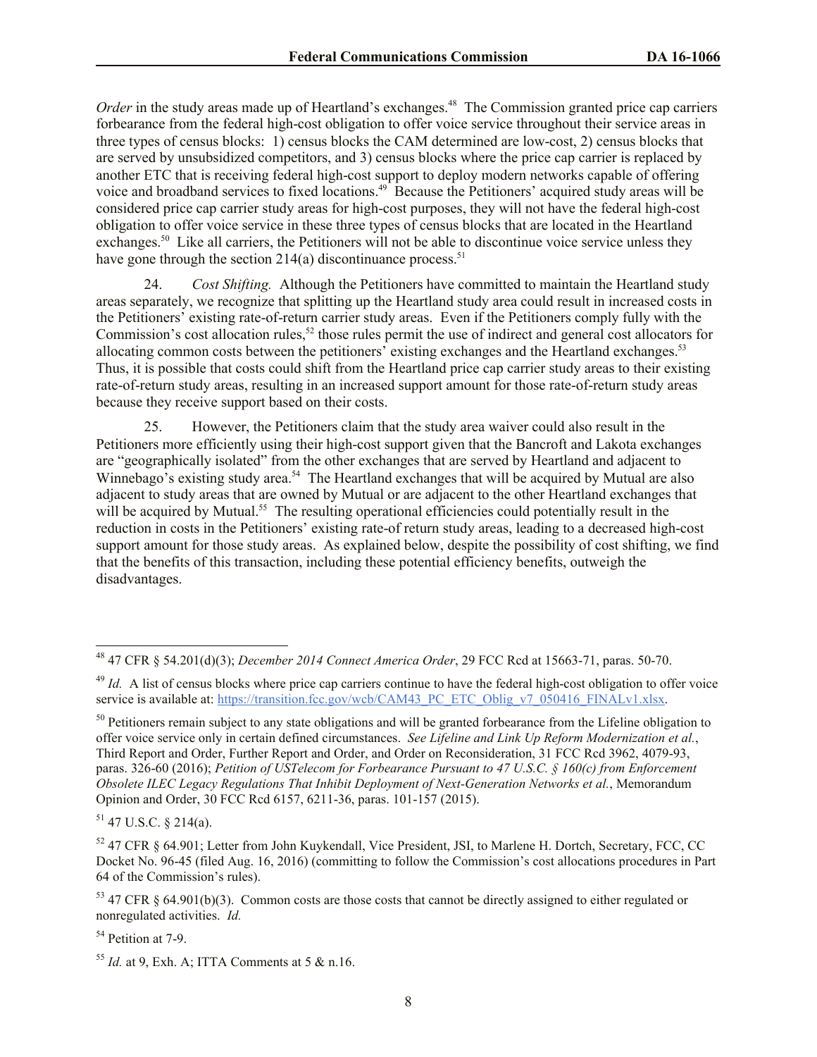*Order* in the study areas made up of Heartland's exchanges.[48] The Commission granted price cap carriers forbearance from the federal high-cost obligation to offer voice service throughout their service areas in three types of census blocks: 1) census blocks the CAM determined are low-cost, 2) census blocks that are served by unsubsidized competitors, and 3) census blocks where the price cap carrier is replaced by another ETC that is receiving federal high-cost support to deploy modern networks capable of offering voice and broadband services to fixed locations.[49] Because the Petitioners' acquired study areas will be considered price cap carrier study areas for high-cost purposes, they will not have the federal high-cost obligation to offer voice service in these three types of census blocks that are located in the Heartland exchanges.[50] Like all carriers, the Petitioners will not be able to discontinue voice service unless they have gone through the section 214(a) discontinuance process.[51]

24. *Cost Shifting.* Although the Petitioners have committed to maintain the Heartland study areas separately, we recognize that splitting up the Heartland study area could result in increased costs in the Petitioners' existing rate-of-return carrier study areas. Even if the Petitioners comply fully with the Commission's cost allocation rules,[52] those rules permit the use of indirect and general cost allocators for allocating common costs between the petitioners' existing exchanges and the Heartland exchanges.[53] Thus, it is possible that costs could shift from the Heartland price cap carrier study areas to their existing rate-of-return study areas, resulting in an increased support amount for those rate-of-return study areas because they receive support based on their costs.

25. However, the Petitioners claim that the study area waiver could also result in the Petitioners more efficiently using their high-cost support given that the Bancroft and Lakota exchanges are "geographically isolated" from the other exchanges that are served by Heartland and adjacent to Winnebago's existing study area.[54] The Heartland exchanges that will be acquired by Mutual are also adjacent to study areas that are owned by Mutual or are adjacent to the other Heartland exchanges that will be acquired by Mutual.[55] The resulting operational efficiencies could potentially result in the reduction in costs in the Petitioners' existing rate-of return study areas, leading to a decreased high-cost support amount for those study areas. As explained below, despite the possibility of cost shifting, we find that the benefits of this transaction, including these potential efficiency benefits, outweigh the disadvantages.

---

[48] 47 CFR § 54.201(d)(3); *December 2014 Connect America Order*, 29 FCC Rcd at 15663-71, paras. 50-70.

[49] *Id.* A list of census blocks where price cap carriers continue to have the federal high-cost obligation to offer voice service is available at: https://transition.fcc.gov/wcb/CAM43_PC_ETC_Oblig_v7_050416_FINALv1.xlsx.

[50] Petitioners remain subject to any state obligations and will be granted forbearance from the Lifeline obligation to offer voice service only in certain defined circumstances. *See Lifeline and Link Up Reform Modernization et al.*, Third Report and Order, Further Report and Order, and Order on Reconsideration, 31 FCC Rcd 3962, 4079-93, paras. 326-60 (2016); *Petition of USTelecom for Forbearance Pursuant to 47 U.S.C. § 160(c) from Enforcement Obsolete ILEC Legacy Regulations That Inhibit Deployment of Next-Generation Networks et al.*, Memorandum Opinion and Order, 30 FCC Rcd 6157, 6211-36, paras. 101-157 (2015).

[51] 47 U.S.C. § 214(a).

[52] 47 CFR § 64.901; Letter from John Kuykendall, Vice President, JSI, to Marlene H. Dortch, Secretary, FCC, CC Docket No. 96-45 (filed Aug. 16, 2016) (committing to follow the Commission's cost allocations procedures in Part 64 of the Commission's rules).

[53] 47 CFR § 64.901(b)(3). Common costs are those costs that cannot be directly assigned to either regulated or nonregulated activities. *Id.*

[54] Petition at 7-9.

[55] *Id.* at 9, Exh. A; ITTA Comments at 5 & n.16.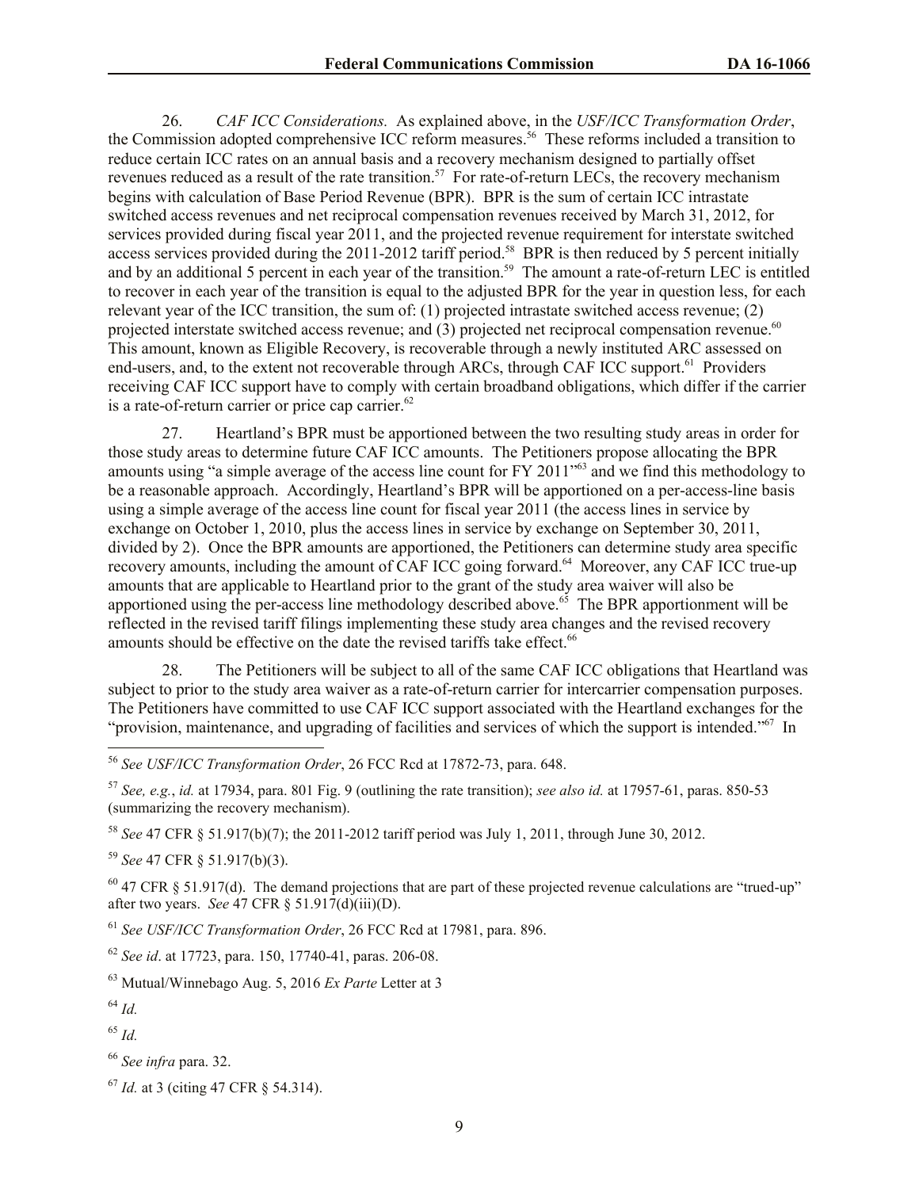26. *CAF ICC Considerations.* As explained above, in the *USF/ICC Transformation Order*, the Commission adopted comprehensive ICC reform measures.[56] These reforms included a transition to reduce certain ICC rates on an annual basis and a recovery mechanism designed to partially offset revenues reduced as a result of the rate transition.[57] For rate-of-return LECs, the recovery mechanism begins with calculation of Base Period Revenue (BPR). BPR is the sum of certain ICC intrastate switched access revenues and net reciprocal compensation revenues received by March 31, 2012, for services provided during fiscal year 2011, and the projected revenue requirement for interstate switched access services provided during the 2011-2012 tariff period.[58] BPR is then reduced by 5 percent initially and by an additional 5 percent in each year of the transition.[59] The amount a rate-of-return LEC is entitled to recover in each year of the transition is equal to the adjusted BPR for the year in question less, for each relevant year of the ICC transition, the sum of: (1) projected intrastate switched access revenue; (2) projected interstate switched access revenue; and (3) projected net reciprocal compensation revenue.[60] This amount, known as Eligible Recovery, is recoverable through a newly instituted ARC assessed on end-users, and, to the extent not recoverable through ARCs, through CAF ICC support.[61] Providers receiving CAF ICC support have to comply with certain broadband obligations, which differ if the carrier is a rate-of-return carrier or price cap carrier.[62]

27. Heartland's BPR must be apportioned between the two resulting study areas in order for those study areas to determine future CAF ICC amounts. The Petitioners propose allocating the BPR amounts using "a simple average of the access line count for FY 2011"[63] and we find this methodology to be a reasonable approach. Accordingly, Heartland's BPR will be apportioned on a per-access-line basis using a simple average of the access line count for fiscal year 2011 (the access lines in service by exchange on October 1, 2010, plus the access lines in service by exchange on September 30, 2011, divided by 2). Once the BPR amounts are apportioned, the Petitioners can determine study area specific recovery amounts, including the amount of CAF ICC going forward.[64] Moreover, any CAF ICC true-up amounts that are applicable to Heartland prior to the grant of the study area waiver will also be apportioned using the per-access line methodology described above.[65] The BPR apportionment will be reflected in the revised tariff filings implementing these study area changes and the revised recovery amounts should be effective on the date the revised tariffs take effect.[66]

28. The Petitioners will be subject to all of the same CAF ICC obligations that Heartland was subject to prior to the study area waiver as a rate-of-return carrier for intercarrier compensation purposes. The Petitioners have committed to use CAF ICC support associated with the Heartland exchanges for the "provision, maintenance, and upgrading of facilities and services of which the support is intended."[67] In

---

[56] *See USF/ICC Transformation Order*, 26 FCC Rcd at 17872-73, para. 648.

[57] *See, e.g.*, *id.* at 17934, para. 801 Fig. 9 (outlining the rate transition); *see also id.* at 17957-61, paras. 850-53 (summarizing the recovery mechanism).

[58] *See* 47 CFR § 51.917(b)(7); the 2011-2012 tariff period was July 1, 2011, through June 30, 2012.

[59] *See* 47 CFR § 51.917(b)(3).

[60] 47 CFR § 51.917(d). The demand projections that are part of these projected revenue calculations are "trued-up" after two years. *See* 47 CFR § 51.917(d)(iii)(D).

[61] *See USF/ICC Transformation Order*, 26 FCC Rcd at 17981, para. 896.

[62] *See id*. at 17723, para. 150, 17740-41, paras. 206-08.

[63] Mutual/Winnebago Aug. 5, 2016 *Ex Parte* Letter at 3

[64] *Id.*

[65] *Id.*

[66] *See infra* para. 32.

[67] *Id.* at 3 (citing 47 CFR § 54.314).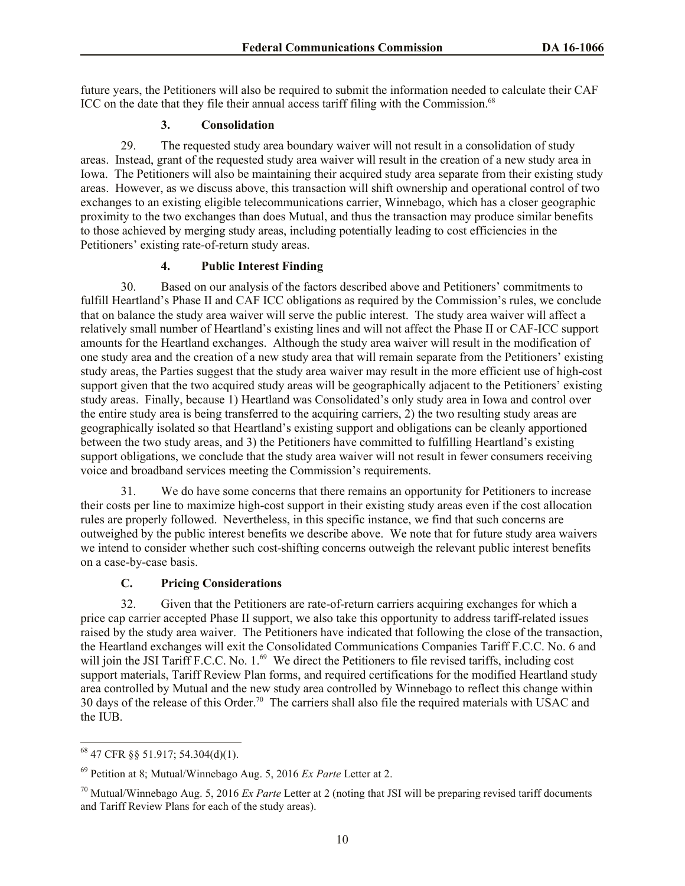future years, the Petitioners will also be required to submit the information needed to calculate their CAF ICC on the date that they file their annual access tariff filing with the Commission.[68]

### 3. Consolidation

29. The requested study area boundary waiver will not result in a consolidation of study areas. Instead, grant of the requested study area waiver will result in the creation of a new study area in Iowa. The Petitioners will also be maintaining their acquired study area separate from their existing study areas. However, as we discuss above, this transaction will shift ownership and operational control of two exchanges to an existing eligible telecommunications carrier, Winnebago, which has a closer geographic proximity to the two exchanges than does Mutual, and thus the transaction may produce similar benefits to those achieved by merging study areas, including potentially leading to cost efficiencies in the Petitioners' existing rate-of-return study areas.

### 4. Public Interest Finding

30. Based on our analysis of the factors described above and Petitioners' commitments to fulfill Heartland's Phase II and CAF ICC obligations as required by the Commission's rules, we conclude that on balance the study area waiver will serve the public interest. The study area waiver will affect a relatively small number of Heartland's existing lines and will not affect the Phase II or CAF-ICC support amounts for the Heartland exchanges. Although the study area waiver will result in the modification of one study area and the creation of a new study area that will remain separate from the Petitioners' existing study areas, the Parties suggest that the study area waiver may result in the more efficient use of high-cost support given that the two acquired study areas will be geographically adjacent to the Petitioners' existing study areas. Finally, because 1) Heartland was Consolidated's only study area in Iowa and control over the entire study area is being transferred to the acquiring carriers, 2) the two resulting study areas are geographically isolated so that Heartland's existing support and obligations can be cleanly apportioned between the two study areas, and 3) the Petitioners have committed to fulfilling Heartland's existing support obligations, we conclude that the study area waiver will not result in fewer consumers receiving voice and broadband services meeting the Commission's requirements.

31. We do have some concerns that there remains an opportunity for Petitioners to increase their costs per line to maximize high-cost support in their existing study areas even if the cost allocation rules are properly followed. Nevertheless, in this specific instance, we find that such concerns are outweighed by the public interest benefits we describe above. We note that for future study area waivers we intend to consider whether such cost-shifting concerns outweigh the relevant public interest benefits on a case-by-case basis.

## C. Pricing Considerations

32. Given that the Petitioners are rate-of-return carriers acquiring exchanges for which a price cap carrier accepted Phase II support, we also take this opportunity to address tariff-related issues raised by the study area waiver. The Petitioners have indicated that following the close of the transaction, the Heartland exchanges will exit the Consolidated Communications Companies Tariff F.C.C. No. 6 and will join the JSI Tariff F.C.C. No. 1.[69] We direct the Petitioners to file revised tariffs, including cost support materials, Tariff Review Plan forms, and required certifications for the modified Heartland study area controlled by Mutual and the new study area controlled by Winnebago to reflect this change within 30 days of the release of this Order.[70] The carriers shall also file the required materials with USAC and the IUB.

---

[68] 47 CFR §§ 51.917; 54.304(d)(1).

[69] Petition at 8; Mutual/Winnebago Aug. 5, 2016 *Ex Parte* Letter at 2.

[70] Mutual/Winnebago Aug. 5, 2016 *Ex Parte* Letter at 2 (noting that JSI will be preparing revised tariff documents and Tariff Review Plans for each of the study areas).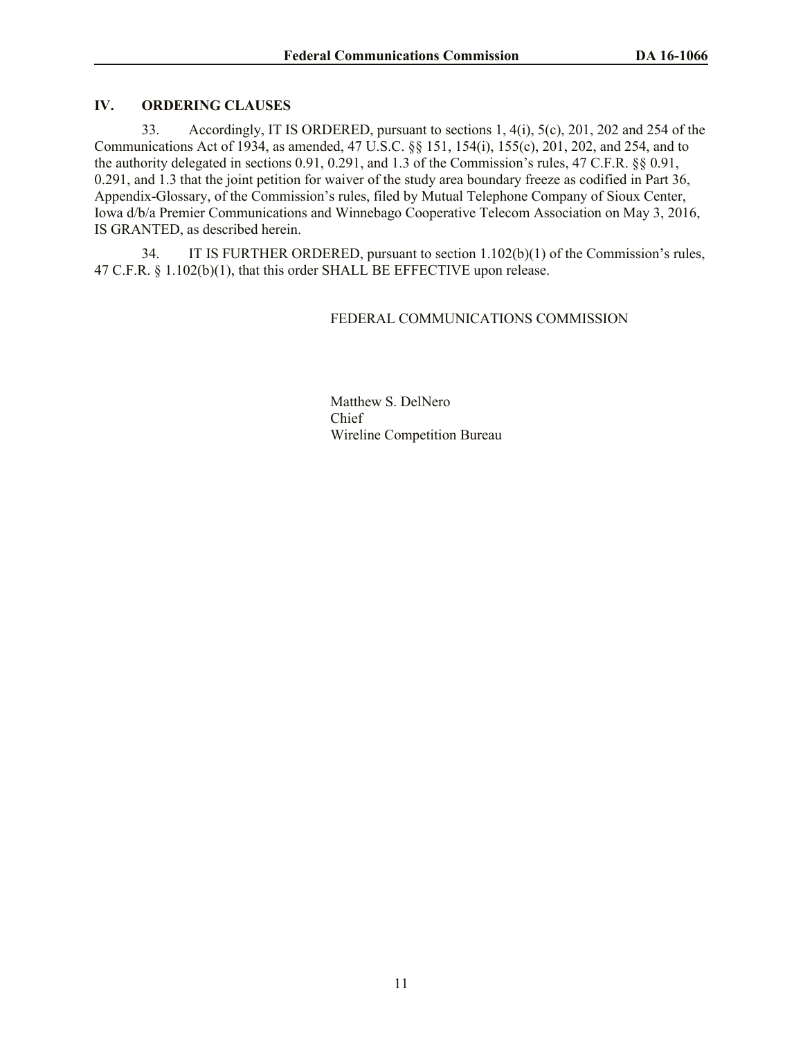## IV. ORDERING CLAUSES

33. Accordingly, IT IS ORDERED, pursuant to sections 1, 4(i), 5(c), 201, 202 and 254 of the Communications Act of 1934, as amended, 47 U.S.C. §§ 151, 154(i), 155(c), 201, 202, and 254, and to the authority delegated in sections 0.91, 0.291, and 1.3 of the Commission's rules, 47 C.F.R. §§ 0.91, 0.291, and 1.3 that the joint petition for waiver of the study area boundary freeze as codified in Part 36, Appendix-Glossary, of the Commission's rules, filed by Mutual Telephone Company of Sioux Center, Iowa d/b/a Premier Communications and Winnebago Cooperative Telecom Association on May 3, 2016, IS GRANTED, as described herein.

34. IT IS FURTHER ORDERED, pursuant to section 1.102(b)(1) of the Commission's rules, 47 C.F.R. § 1.102(b)(1), that this order SHALL BE EFFECTIVE upon release.

FEDERAL COMMUNICATIONS COMMISSION

Matthew S. DelNero
Chief
Wireline Competition Bureau